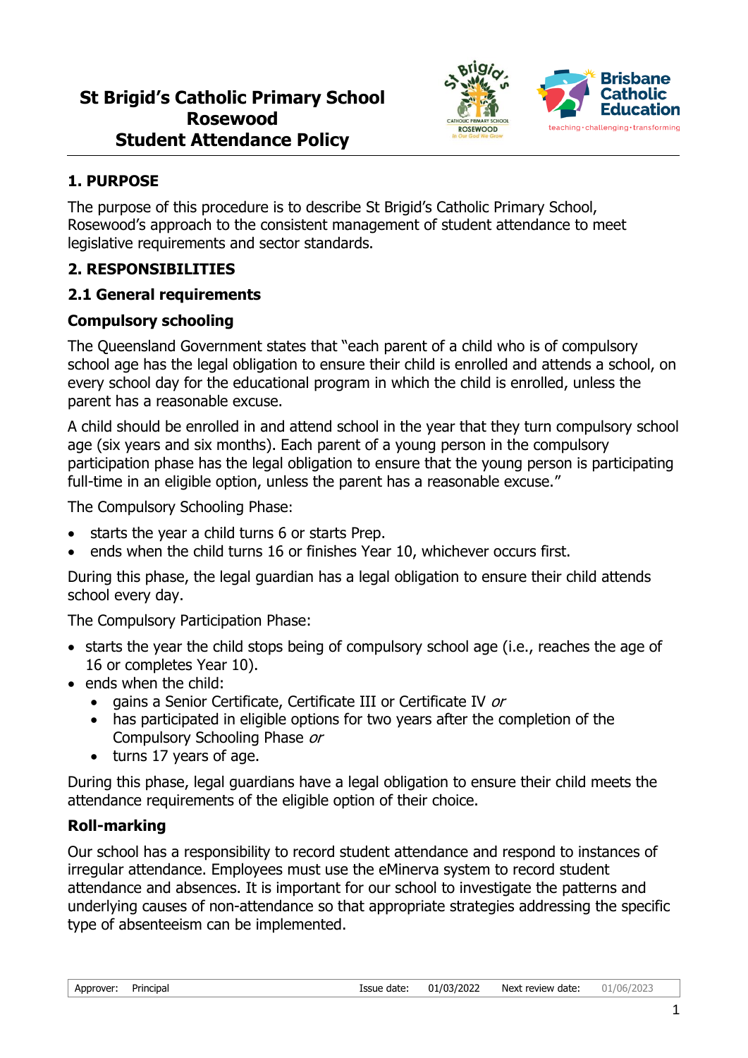# St Brigid's Catholic Primary School Rosewood Student Attendance Policy

## 1. PURPOSE

The purpose of this procedure is to describe St Brigid's Catholic Primary School, Rosewood's approach to the consistent management of student attendance to meet legislative requirements and sector standards.

## 2. RESPONSIBILITIES

### 2.1 General requirements

#### Compulsory schooling

The Queensland Government states that "each parent of a child who is of compulsory school age has the legal obligation to ensure their child is enrolled and attends a school, on every school day for the educational program in which the child is enrolled, unless the parent has a reasonable excuse.

A child should be enrolled in and attend school in the year that they turn compulsory school age (six years and six months). Each parent of a young person in the compulsory participation phase has the legal obligation to ensure that the young person is participating full-time in an eligible option, unless the parent has a reasonable excuse."

The Compulsory Schooling Phase:

- starts the year a child turns 6 or starts Prep.
- ends when the child turns 16 or finishes Year 10, whichever occurs first.

During this phase, the legal guardian has a legal obligation to ensure their child attends school every day.

The Compulsory Participation Phase:

- starts the year the child stops being of compulsory school age (i.e., reaches the age of 16 or completes Year 10).
- ends when the child:
  - gains a Senior Certificate, Certificate III or Certificate IV *or*
  - has participated in eligible options for two years after the completion of the Compulsory Schooling Phase *or*
  - turns 17 years of age.

During this phase, legal guardians have a legal obligation to ensure their child meets the attendance requirements of the eligible option of their choice.

#### Roll-marking

Our school has a responsibility to record student attendance and respond to instances of irregular attendance. Employees must use the eMinerva system to record student attendance and absences. It is important for our school to investigate the patterns and underlying causes of non-attendance so that appropriate strategies addressing the specific type of absenteeism can be implemented.

| Approver: | Principal | Issue date: | 01/03/2022 | Next review date: | 01/06/2023 |
|---|---|---|---|---|---|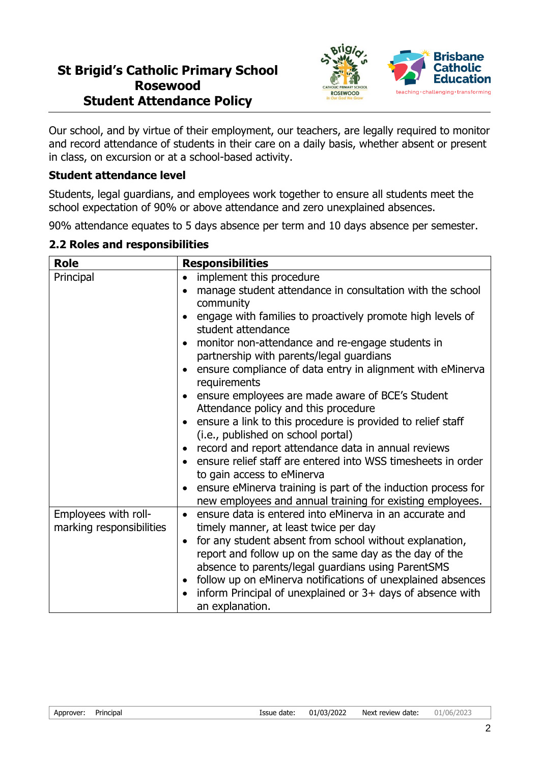# St Brigid's Catholic Primary School Rosewood Student Attendance Policy

Our school, and by virtue of their employment, our teachers, are legally required to monitor and record attendance of students in their care on a daily basis, whether absent or present in class, on excursion or at a school-based activity.

### Student attendance level

Students, legal guardians, and employees work together to ensure all students meet the school expectation of 90% or above attendance and zero unexplained absences.

90% attendance equates to 5 days absence per term and 10 days absence per semester.

### 2.2 Roles and responsibilities

| Role | Responsibilities |
| --- | --- |
| Principal | • implement this procedure<br>• manage student attendance in consultation with the school community<br>• engage with families to proactively promote high levels of student attendance<br>• monitor non-attendance and re-engage students in partnership with parents/legal guardians<br>• ensure compliance of data entry in alignment with eMinerva requirements<br>• ensure employees are made aware of BCE's Student Attendance policy and this procedure<br>• ensure a link to this procedure is provided to relief staff (i.e., published on school portal)<br>• record and report attendance data in annual reviews<br>• ensure relief staff are entered into WSS timesheets in order to gain access to eMinerva<br>• ensure eMinerva training is part of the induction process for new employees and annual training for existing employees. |
| Employees with roll-marking responsibilities | • ensure data is entered into eMinerva in an accurate and timely manner, at least twice per day<br>• for any student absent from school without explanation, report and follow up on the same day as the day of the absence to parents/legal guardians using ParentSMS<br>• follow up on eMinerva notifications of unexplained absences<br>• inform Principal of unexplained or 3+ days of absence with an explanation. |

| Approver: | Principal | Issue date: | 01/03/2022 | Next review date: | 01/06/2023 |
| --- | --- | --- | --- | --- | --- |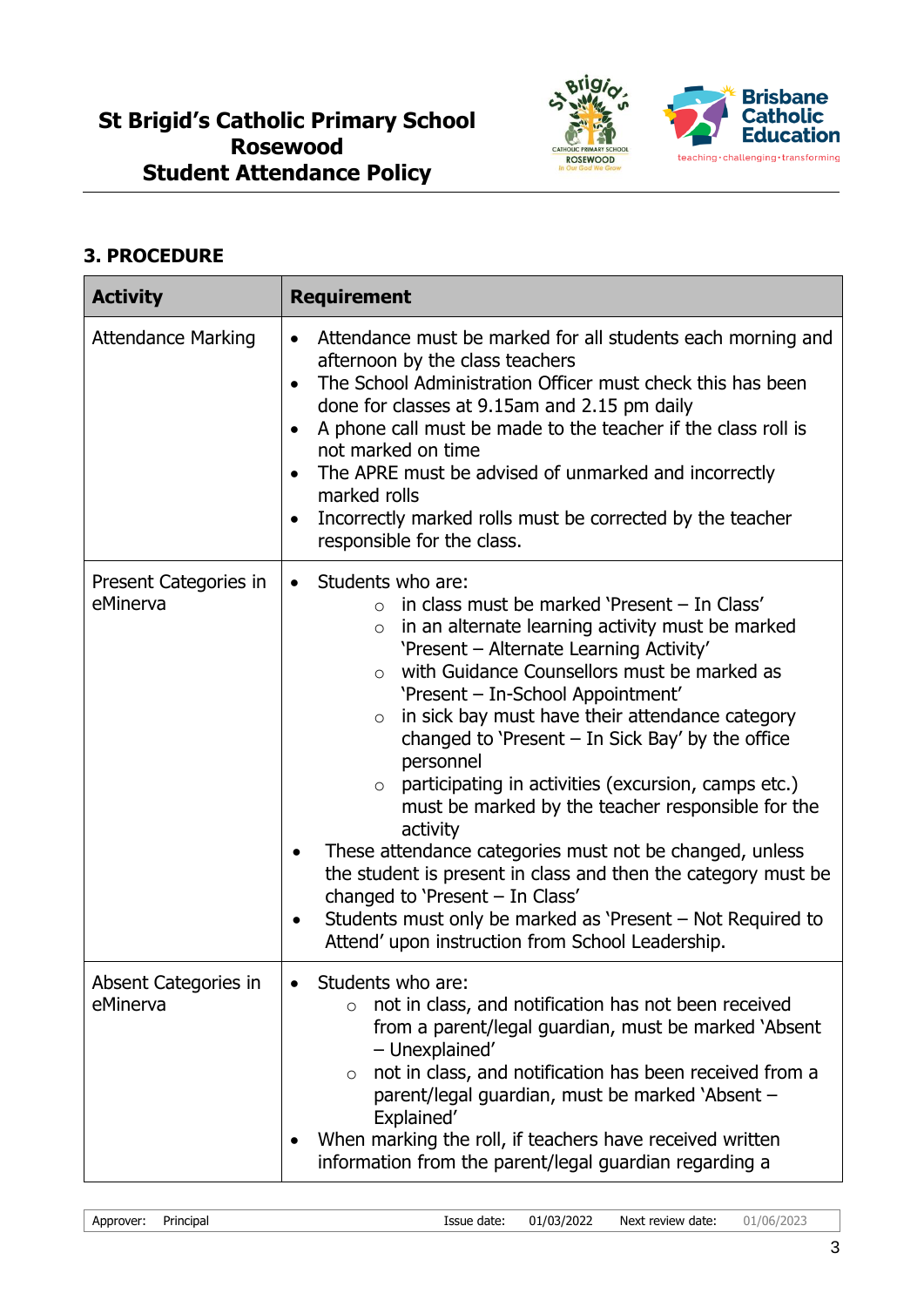## 3. PROCEDURE

| Activity | Requirement |
|---|---|
| Attendance Marking | • Attendance must be marked for all students each morning and afternoon by the class teachers<br>• The School Administration Officer must check this has been done for classes at 9.15am and 2.15 pm daily<br>• A phone call must be made to the teacher if the class roll is not marked on time<br>• The APRE must be advised of unmarked and incorrectly marked rolls<br>• Incorrectly marked rolls must be corrected by the teacher responsible for the class. |
| Present Categories in eMinerva | • Students who are:<br>  ○ in class must be marked 'Present – In Class'<br>  ○ in an alternate learning activity must be marked 'Present – Alternate Learning Activity'<br>  ○ with Guidance Counsellors must be marked as 'Present – In-School Appointment'<br>  ○ in sick bay must have their attendance category changed to 'Present – In Sick Bay' by the office personnel<br>  ○ participating in activities (excursion, camps etc.) must be marked by the teacher responsible for the activity<br>• These attendance categories must not be changed, unless the student is present in class and then the category must be changed to 'Present – In Class'<br>• Students must only be marked as 'Present – Not Required to Attend' upon instruction from School Leadership. |
| Absent Categories in eMinerva | • Students who are:<br>  ○ not in class, and notification has not been received from a parent/legal guardian, must be marked 'Absent – Unexplained'<br>  ○ not in class, and notification has been received from a parent/legal guardian, must be marked 'Absent – Explained'<br>• When marking the roll, if teachers have received written information from the parent/legal guardian regarding a |

| Approver: | Principal | Issue date: | 01/03/2022 | Next review date: | 01/06/2023 |
|---|---|---|---|---|---|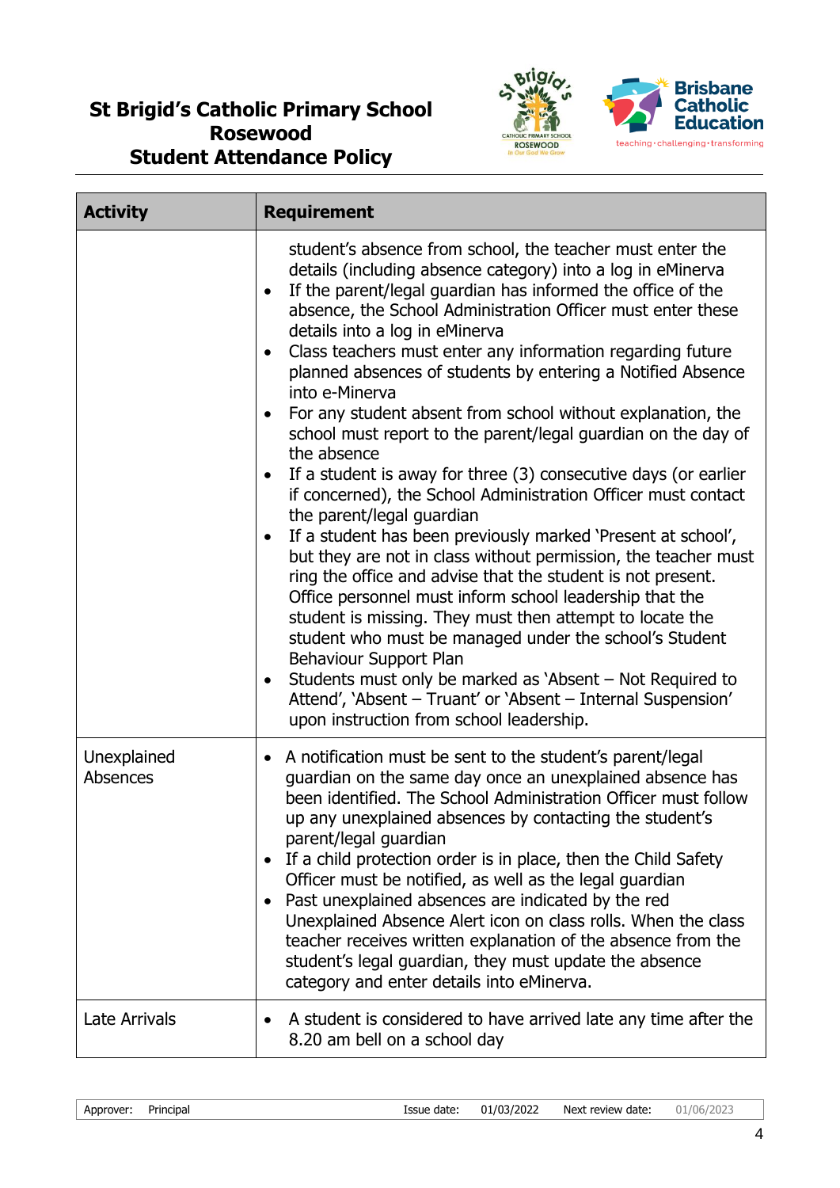| Activity | Requirement |
| --- | --- |
| | student's absence from school, the teacher must enter the details (including absence category) into a log in eMinerva<br>• If the parent/legal guardian has informed the office of the absence, the School Administration Officer must enter these details into a log in eMinerva<br>• Class teachers must enter any information regarding future planned absences of students by entering a Notified Absence into e-Minerva<br>• For any student absent from school without explanation, the school must report to the parent/legal guardian on the day of the absence<br>• If a student is away for three (3) consecutive days (or earlier if concerned), the School Administration Officer must contact the parent/legal guardian<br>• If a student has been previously marked 'Present at school', but they are not in class without permission, the teacher must ring the office and advise that the student is not present. Office personnel must inform school leadership that the student is missing. They must then attempt to locate the student who must be managed under the school's Student Behaviour Support Plan<br>• Students must only be marked as 'Absent – Not Required to Attend', 'Absent – Truant' or 'Absent – Internal Suspension' upon instruction from school leadership. |
| Unexplained Absences | • A notification must be sent to the student's parent/legal guardian on the same day once an unexplained absence has been identified. The School Administration Officer must follow up any unexplained absences by contacting the student's parent/legal guardian<br>• If a child protection order is in place, then the Child Safety Officer must be notified, as well as the legal guardian<br>• Past unexplained absences are indicated by the red Unexplained Absence Alert icon on class rolls. When the class teacher receives written explanation of the absence from the student's legal guardian, they must update the absence category and enter details into eMinerva. |
| Late Arrivals | • A student is considered to have arrived late any time after the 8.20 am bell on a school day |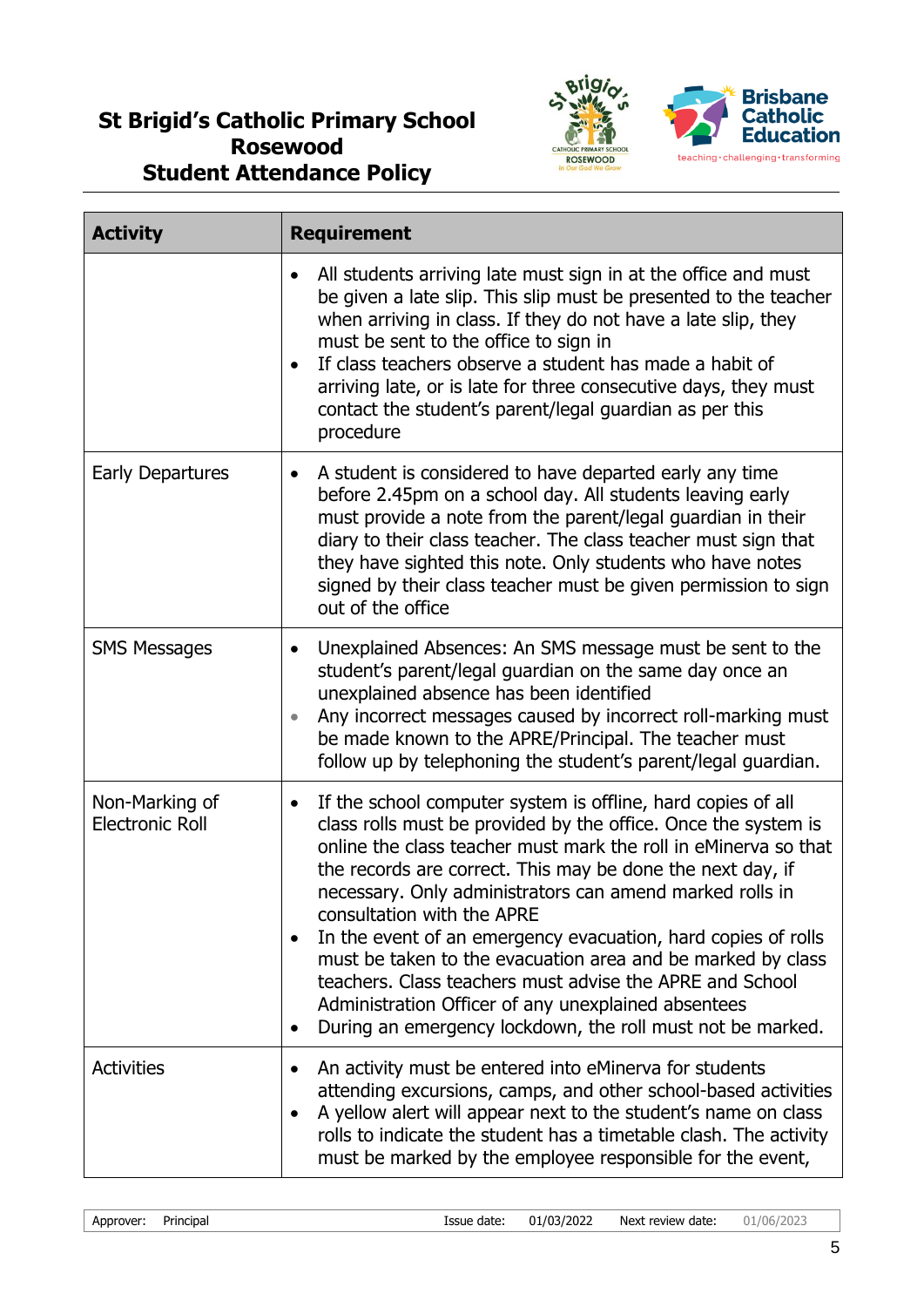| Activity | Requirement |
|---|---|
| | • All students arriving late must sign in at the office and must be given a late slip. This slip must be presented to the teacher when arriving in class. If they do not have a late slip, they must be sent to the office to sign in<br>• If class teachers observe a student has made a habit of arriving late, or is late for three consecutive days, they must contact the student's parent/legal guardian as per this procedure |
| Early Departures | • A student is considered to have departed early any time before 2.45pm on a school day. All students leaving early must provide a note from the parent/legal guardian in their diary to their class teacher. The class teacher must sign that they have sighted this note. Only students who have notes signed by their class teacher must be given permission to sign out of the office |
| SMS Messages | • Unexplained Absences: An SMS message must be sent to the student's parent/legal guardian on the same day once an unexplained absence has been identified<br>• Any incorrect messages caused by incorrect roll-marking must be made known to the APRE/Principal. The teacher must follow up by telephoning the student's parent/legal guardian. |
| Non-Marking of Electronic Roll | • If the school computer system is offline, hard copies of all class rolls must be provided by the office. Once the system is online the class teacher must mark the roll in eMinerva so that the records are correct. This may be done the next day, if necessary. Only administrators can amend marked rolls in consultation with the APRE<br>• In the event of an emergency evacuation, hard copies of rolls must be taken to the evacuation area and be marked by class teachers. Class teachers must advise the APRE and School Administration Officer of any unexplained absentees<br>• During an emergency lockdown, the roll must not be marked. |
| Activities | • An activity must be entered into eMinerva for students attending excursions, camps, and other school-based activities<br>• A yellow alert will appear next to the student's name on class rolls to indicate the student has a timetable clash. The activity must be marked by the employee responsible for the event, |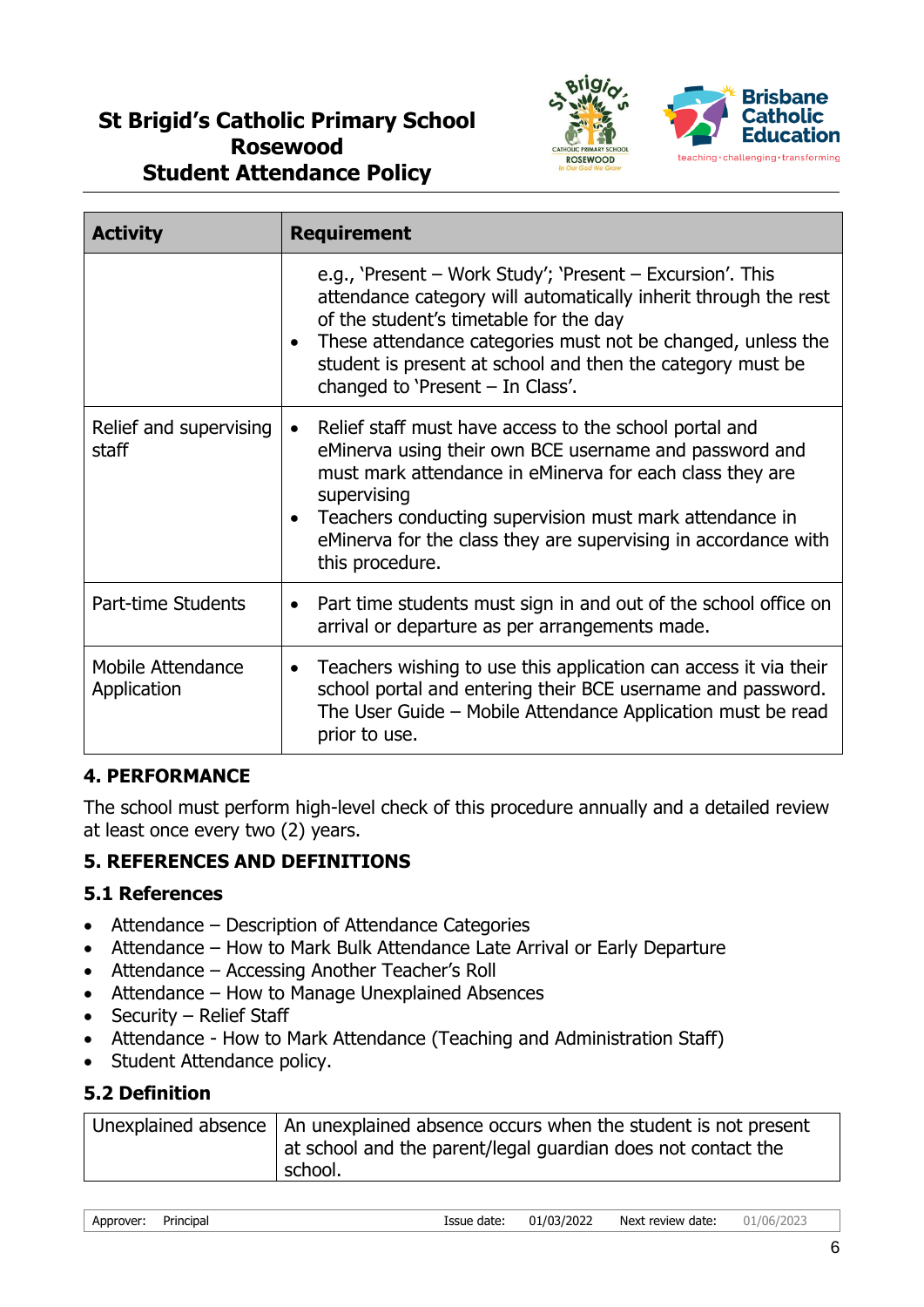| Activity | Requirement |
|---|---|
| | e.g., 'Present – Work Study'; 'Present – Excursion'. This attendance category will automatically inherit through the rest of the student's timetable for the day<br>• These attendance categories must not be changed, unless the student is present at school and then the category must be changed to 'Present – In Class'. |
| Relief and supervising staff | • Relief staff must have access to the school portal and eMinerva using their own BCE username and password and must mark attendance in eMinerva for each class they are supervising<br>• Teachers conducting supervision must mark attendance in eMinerva for the class they are supervising in accordance with this procedure. |
| Part-time Students | • Part time students must sign in and out of the school office on arrival or departure as per arrangements made. |
| Mobile Attendance Application | • Teachers wishing to use this application can access it via their school portal and entering their BCE username and password. The User Guide – Mobile Attendance Application must be read prior to use. |

## 4. PERFORMANCE

The school must perform high-level check of this procedure annually and a detailed review at least once every two (2) years.

## 5. REFERENCES AND DEFINITIONS

### 5.1 References

- Attendance – Description of Attendance Categories
- Attendance – How to Mark Bulk Attendance Late Arrival or Early Departure
- Attendance – Accessing Another Teacher's Roll
- Attendance – How to Manage Unexplained Absences
- Security – Relief Staff
- Attendance - How to Mark Attendance (Teaching and Administration Staff)
- Student Attendance policy.

### 5.2 Definition

| Term | Definition |
|---|---|
| Unexplained absence | An unexplained absence occurs when the student is not present at school and the parent/legal guardian does not contact the school. |